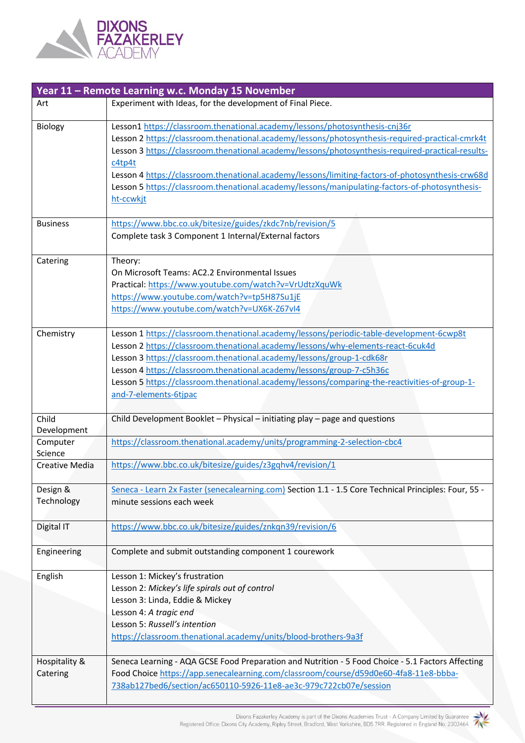| Year 11 – Remote Learning w.c. Monday 15 November | |
|---|---|
| Art | Experiment with Ideas, for the development of Final Piece. |
| Biology | Lesson1 https://classroom.thenational.academy/lessons/photosynthesis-cnj36r<br>Lesson 2 https://classroom.thenational.academy/lessons/photosynthesis-required-practical-cmrk4t<br>Lesson 3 https://classroom.thenational.academy/lessons/photosynthesis-required-practical-results-c4tp4t<br>Lesson 4 https://classroom.thenational.academy/lessons/limiting-factors-of-photosynthesis-crw68d<br>Lesson 5 https://classroom.thenational.academy/lessons/manipulating-factors-of-photosynthesis-ht-ccwkjt |
| Business | https://www.bbc.co.uk/bitesize/guides/zkdc7nb/revision/5<br>Complete task 3 Component 1 Internal/External factors |
| Catering | Theory:<br>On Microsoft Teams: AC2.2 Environmental Issues<br>Practical: https://www.youtube.com/watch?v=VrUdtzXquWk<br>https://www.youtube.com/watch?v=tp5H87Su1jE<br>https://www.youtube.com/watch?v=UX6K-Z67vI4 |
| Chemistry | Lesson 1 https://classroom.thenational.academy/lessons/periodic-table-development-6cwp8t<br>Lesson 2 https://classroom.thenational.academy/lessons/why-elements-react-6cuk4d<br>Lesson 3 https://classroom.thenational.academy/lessons/group-1-cdk68r<br>Lesson 4 https://classroom.thenational.academy/lessons/group-7-c5h36c<br>Lesson 5 https://classroom.thenational.academy/lessons/comparing-the-reactivities-of-group-1-and-7-elements-6tjpac |
| Child Development | Child Development Booklet – Physical – initiating play – page and questions |
| Computer Science | https://classroom.thenational.academy/units/programming-2-selection-cbc4 |
| Creative Media | https://www.bbc.co.uk/bitesize/guides/z3gqhv4/revision/1 |
| Design & Technology | Seneca - Learn 2x Faster (senecalearning.com) Section 1.1 - 1.5 Core Technical Principles: Four, 55 - minute sessions each week |
| Digital IT | https://www.bbc.co.uk/bitesize/guides/znkqn39/revision/6 |
| Engineering | Complete and submit outstanding component 1 courework |
| English | Lesson 1: Mickey's frustration<br>Lesson 2: *Mickey's life spirals out of control*<br>Lesson 3: Linda, Eddie & Mickey<br>Lesson 4: *A tragic end*<br>Lesson 5: *Russell's intention*<br>https://classroom.thenational.academy/units/blood-brothers-9a3f |
| Hospitality & Catering | Seneca Learning - AQA GCSE Food Preparation and Nutrition - 5 Food Choice - 5.1 Factors Affecting Food Choice https://app.senecalearning.com/classroom/course/d59d0e60-4fa8-11e8-bbba-738ab127bed6/section/ac650110-5926-11e8-ae3c-979c722cb07e/session |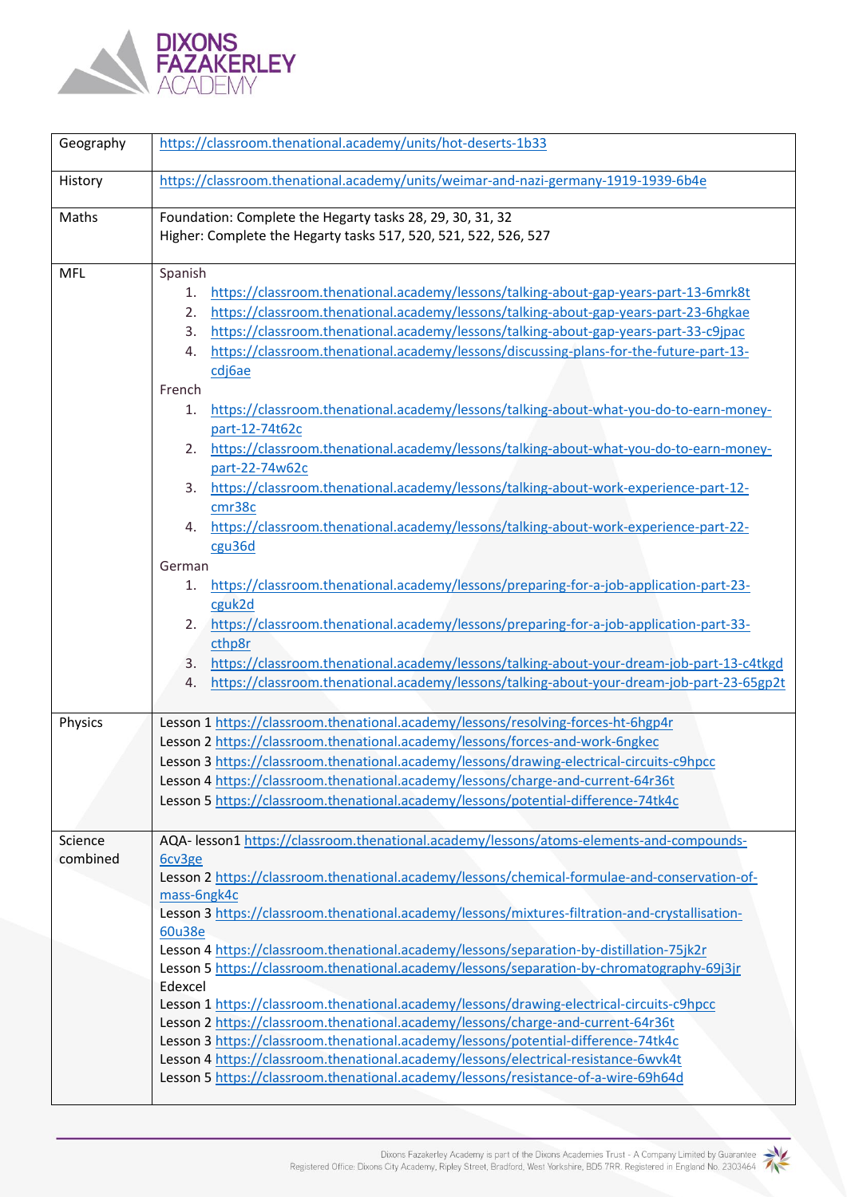| | |
|---|---|
| Geography | https://classroom.thenational.academy/units/hot-deserts-1b33 |
| History | https://classroom.thenational.academy/units/weimar-and-nazi-germany-1919-1939-6b4e |
| Maths | Foundation: Complete the Hegarty tasks 28, 29, 30, 31, 32<br>Higher: Complete the Hegarty tasks 517, 520, 521, 522, 526, 527 |
| MFL | Spanish<br>1. https://classroom.thenational.academy/lessons/talking-about-gap-years-part-13-6mrk8t<br>2. https://classroom.thenational.academy/lessons/talking-about-gap-years-part-23-6hgkae<br>3. https://classroom.thenational.academy/lessons/talking-about-gap-years-part-33-c9jpac<br>4. https://classroom.thenational.academy/lessons/discussing-plans-for-the-future-part-13-cdj6ae<br>French<br>1. https://classroom.thenational.academy/lessons/talking-about-what-you-do-to-earn-money-part-12-74t62c<br>2. https://classroom.thenational.academy/lessons/talking-about-what-you-do-to-earn-money-part-22-74w62c<br>3. https://classroom.thenational.academy/lessons/talking-about-work-experience-part-12-cmr38c<br>4. https://classroom.thenational.academy/lessons/talking-about-work-experience-part-22-cgu36d<br>German<br>1. https://classroom.thenational.academy/lessons/preparing-for-a-job-application-part-23-cguk2d<br>2. https://classroom.thenational.academy/lessons/preparing-for-a-job-application-part-33-cthp8r<br>3. https://classroom.thenational.academy/lessons/talking-about-your-dream-job-part-13-c4tkgd<br>4. https://classroom.thenational.academy/lessons/talking-about-your-dream-job-part-23-65gp2t |
| Physics | Lesson 1 https://classroom.thenational.academy/lessons/resolving-forces-ht-6hgp4r<br>Lesson 2 https://classroom.thenational.academy/lessons/forces-and-work-6ngkec<br>Lesson 3 https://classroom.thenational.academy/lessons/drawing-electrical-circuits-c9hpcc<br>Lesson 4 https://classroom.thenational.academy/lessons/charge-and-current-64r36t<br>Lesson 5 https://classroom.thenational.academy/lessons/potential-difference-74tk4c |
| Science combined | AQA- lesson1 https://classroom.thenational.academy/lessons/atoms-elements-and-compounds-6cv3ge<br>Lesson 2 https://classroom.thenational.academy/lessons/chemical-formulae-and-conservation-of-mass-6ngk4c<br>Lesson 3 https://classroom.thenational.academy/lessons/mixtures-filtration-and-crystallisation-60u38e<br>Lesson 4 https://classroom.thenational.academy/lessons/separation-by-distillation-75jk2r<br>Lesson 5 https://classroom.thenational.academy/lessons/separation-by-chromatography-69j3jr<br>Edexcel<br>Lesson 1 https://classroom.thenational.academy/lessons/drawing-electrical-circuits-c9hpcc<br>Lesson 2 https://classroom.thenational.academy/lessons/charge-and-current-64r36t<br>Lesson 3 https://classroom.thenational.academy/lessons/potential-difference-74tk4c<br>Lesson 4 https://classroom.thenational.academy/lessons/electrical-resistance-6wvk4t<br>Lesson 5 https://classroom.thenational.academy/lessons/resistance-of-a-wire-69h64d |